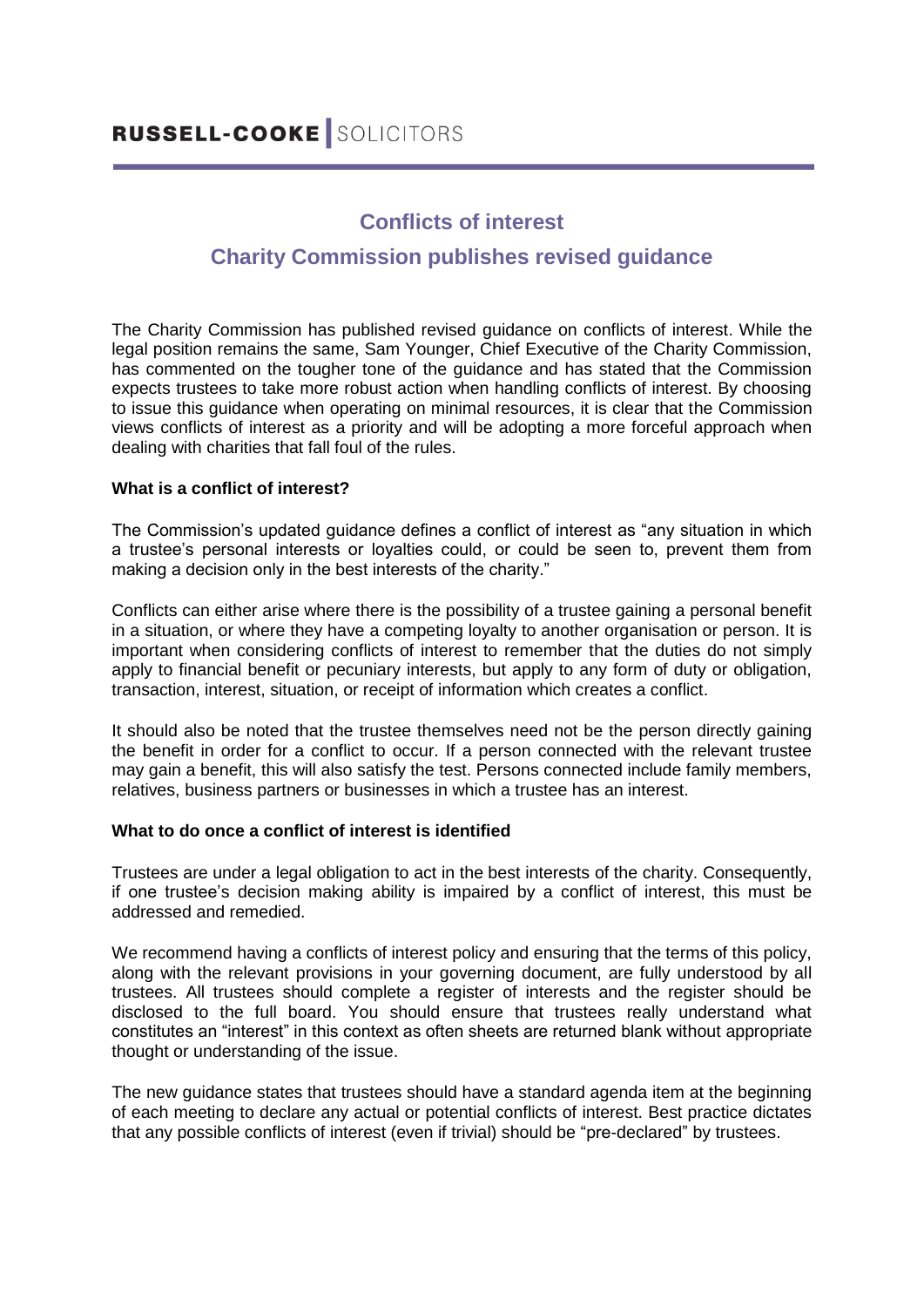**RUSSELL-COOKE** SOLICITORS

# Conflicts of interest

## Charity Commission publishes revised guidance

The Charity Commission has published revised guidance on conflicts of interest. While the legal position remains the same, Sam Younger, Chief Executive of the Charity Commission, has commented on the tougher tone of the guidance and has stated that the Commission expects trustees to take more robust action when handling conflicts of interest. By choosing to issue this guidance when operating on minimal resources, it is clear that the Commission views conflicts of interest as a priority and will be adopting a more forceful approach when dealing with charities that fall foul of the rules.

**What is a conflict of interest?**

The Commission's updated guidance defines a conflict of interest as "any situation in which a trustee's personal interests or loyalties could, or could be seen to, prevent them from making a decision only in the best interests of the charity."

Conflicts can either arise where there is the possibility of a trustee gaining a personal benefit in a situation, or where they have a competing loyalty to another organisation or person. It is important when considering conflicts of interest to remember that the duties do not simply apply to financial benefit or pecuniary interests, but apply to any form of duty or obligation, transaction, interest, situation, or receipt of information which creates a conflict.

It should also be noted that the trustee themselves need not be the person directly gaining the benefit in order for a conflict to occur. If a person connected with the relevant trustee may gain a benefit, this will also satisfy the test. Persons connected include family members, relatives, business partners or businesses in which a trustee has an interest.

**What to do once a conflict of interest is identified**

Trustees are under a legal obligation to act in the best interests of the charity. Consequently, if one trustee's decision making ability is impaired by a conflict of interest, this must be addressed and remedied.

We recommend having a conflicts of interest policy and ensuring that the terms of this policy, along with the relevant provisions in your governing document, are fully understood by all trustees. All trustees should complete a register of interests and the register should be disclosed to the full board. You should ensure that trustees really understand what constitutes an "interest" in this context as often sheets are returned blank without appropriate thought or understanding of the issue.

The new guidance states that trustees should have a standard agenda item at the beginning of each meeting to declare any actual or potential conflicts of interest. Best practice dictates that any possible conflicts of interest (even if trivial) should be "pre-declared" by trustees.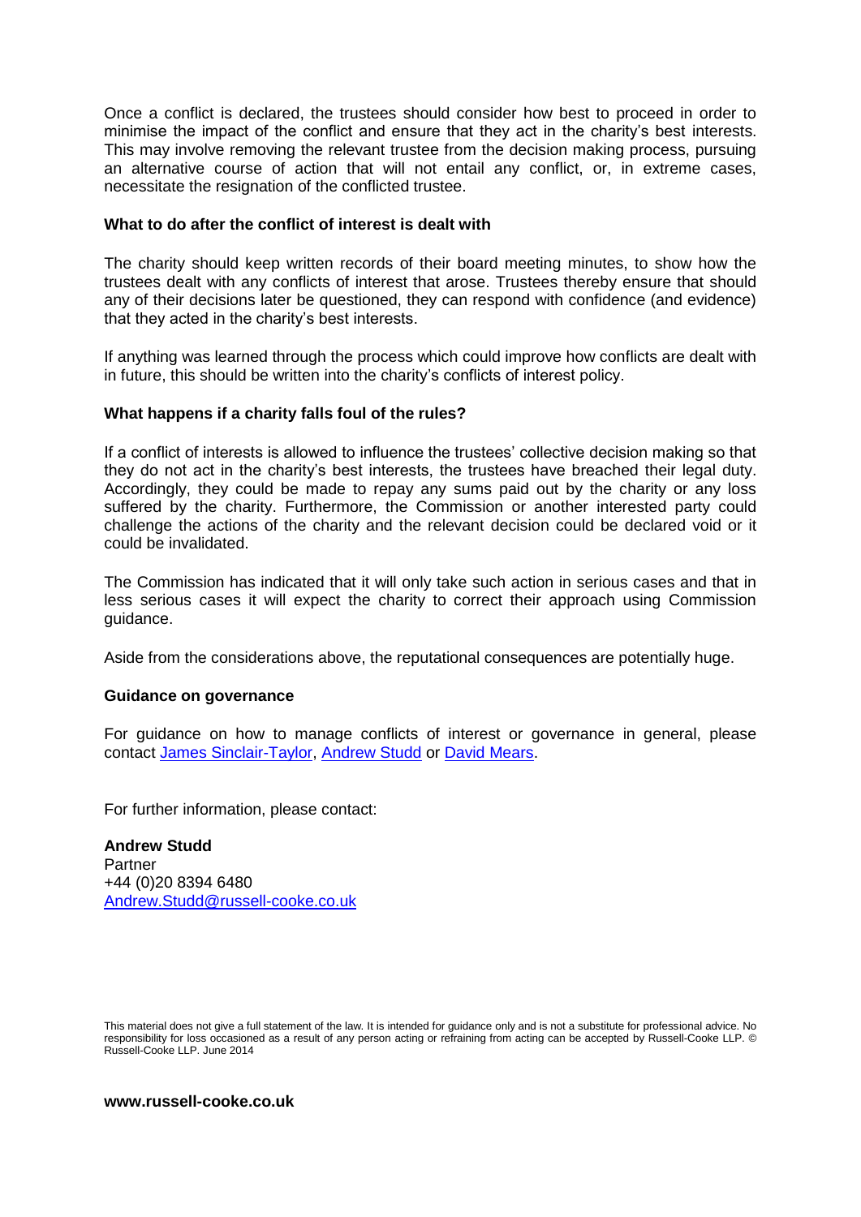Once a conflict is declared, the trustees should consider how best to proceed in order to minimise the impact of the conflict and ensure that they act in the charity's best interests. This may involve removing the relevant trustee from the decision making process, pursuing an alternative course of action that will not entail any conflict, or, in extreme cases, necessitate the resignation of the conflicted trustee.

**What to do after the conflict of interest is dealt with**

The charity should keep written records of their board meeting minutes, to show how the trustees dealt with any conflicts of interest that arose. Trustees thereby ensure that should any of their decisions later be questioned, they can respond with confidence (and evidence) that they acted in the charity's best interests.

If anything was learned through the process which could improve how conflicts are dealt with in future, this should be written into the charity's conflicts of interest policy.

**What happens if a charity falls foul of the rules?**

If a conflict of interests is allowed to influence the trustees' collective decision making so that they do not act in the charity's best interests, the trustees have breached their legal duty. Accordingly, they could be made to repay any sums paid out by the charity or any loss suffered by the charity. Furthermore, the Commission or another interested party could challenge the actions of the charity and the relevant decision could be declared void or it could be invalidated.

The Commission has indicated that it will only take such action in serious cases and that in less serious cases it will expect the charity to correct their approach using Commission guidance.

Aside from the considerations above, the reputational consequences are potentially huge.

**Guidance on governance**

For guidance on how to manage conflicts of interest or governance in general, please contact James Sinclair-Taylor, Andrew Studd or David Mears.

For further information, please contact:

**Andrew Studd**
Partner
+44 (0)20 8394 6480
Andrew.Studd@russell-cooke.co.uk

This material does not give a full statement of the law. It is intended for guidance only and is not a substitute for professional advice. No responsibility for loss occasioned as a result of any person acting or refraining from acting can be accepted by Russell-Cooke LLP. © Russell-Cooke LLP. June 2014

**www.russell-cooke.co.uk**